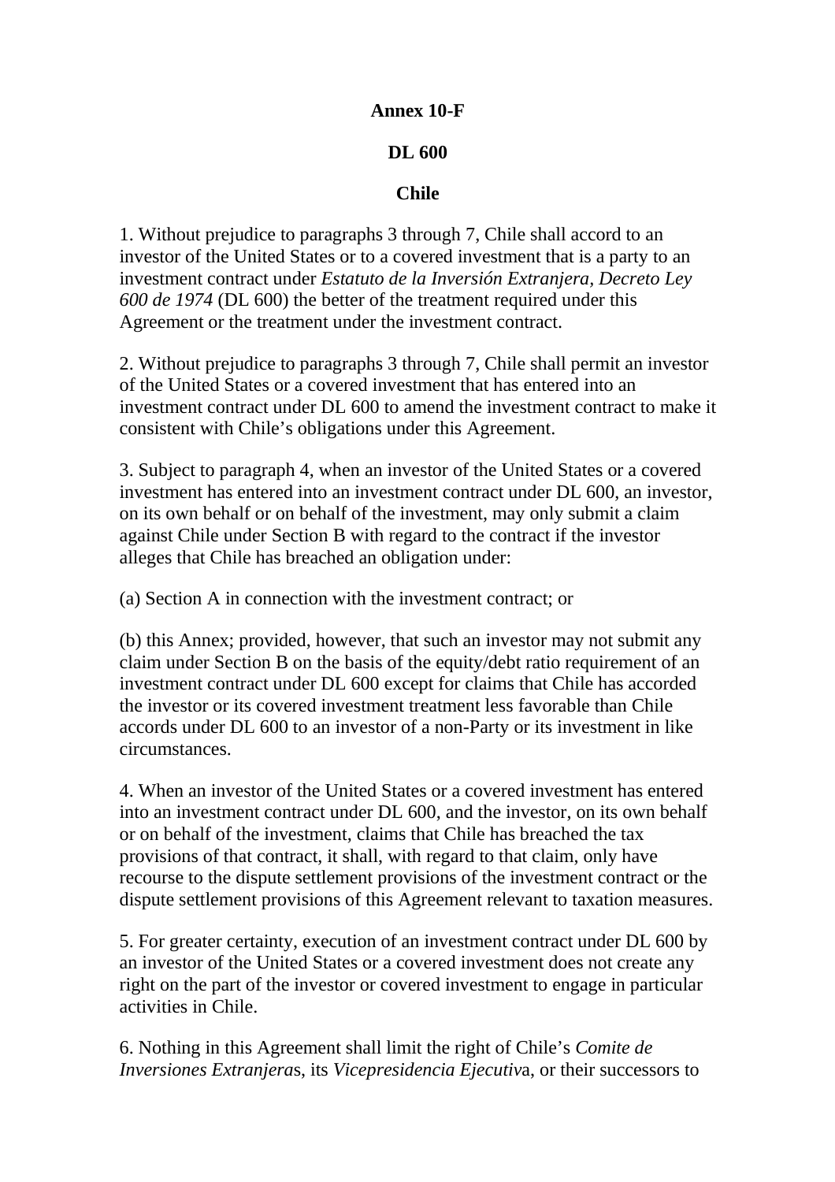**Annex 10-F**

**DL 600**

**Chile**

1. Without prejudice to paragraphs 3 through 7, Chile shall accord to an investor of the United States or to a covered investment that is a party to an investment contract under *Estatuto de la Inversión Extranjera, Decreto Ley 600 de 1974* (DL 600) the better of the treatment required under this Agreement or the treatment under the investment contract.

2. Without prejudice to paragraphs 3 through 7, Chile shall permit an investor of the United States or a covered investment that has entered into an investment contract under DL 600 to amend the investment contract to make it consistent with Chile's obligations under this Agreement.

3. Subject to paragraph 4, when an investor of the United States or a covered investment has entered into an investment contract under DL 600, an investor, on its own behalf or on behalf of the investment, may only submit a claim against Chile under Section B with regard to the contract if the investor alleges that Chile has breached an obligation under:

(a) Section A in connection with the investment contract; or

(b) this Annex; provided, however, that such an investor may not submit any claim under Section B on the basis of the equity/debt ratio requirement of an investment contract under DL 600 except for claims that Chile has accorded the investor or its covered investment treatment less favorable than Chile accords under DL 600 to an investor of a non-Party or its investment in like circumstances.

4. When an investor of the United States or a covered investment has entered into an investment contract under DL 600, and the investor, on its own behalf or on behalf of the investment, claims that Chile has breached the tax provisions of that contract, it shall, with regard to that claim, only have recourse to the dispute settlement provisions of the investment contract or the dispute settlement provisions of this Agreement relevant to taxation measures.

5. For greater certainty, execution of an investment contract under DL 600 by an investor of the United States or a covered investment does not create any right on the part of the investor or covered investment to engage in particular activities in Chile.

6. Nothing in this Agreement shall limit the right of Chile's *Comite de Inversiones Extranjeras*, its *Vicepresidencia Ejecutiva*, or their successors to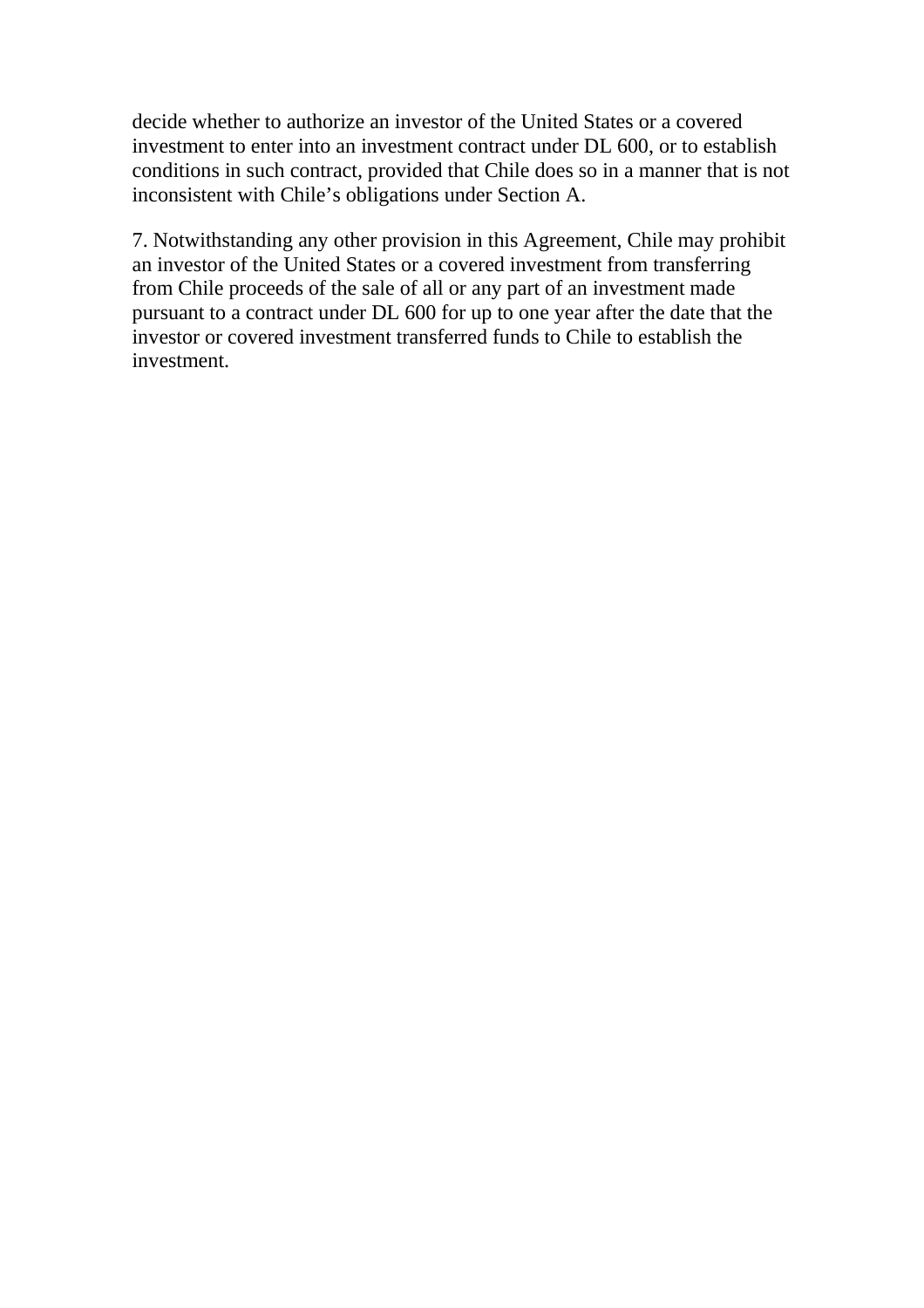decide whether to authorize an investor of the United States or a covered investment to enter into an investment contract under DL 600, or to establish conditions in such contract, provided that Chile does so in a manner that is not inconsistent with Chile's obligations under Section A.

7. Notwithstanding any other provision in this Agreement, Chile may prohibit an investor of the United States or a covered investment from transferring from Chile proceeds of the sale of all or any part of an investment made pursuant to a contract under DL 600 for up to one year after the date that the investor or covered investment transferred funds to Chile to establish the investment.